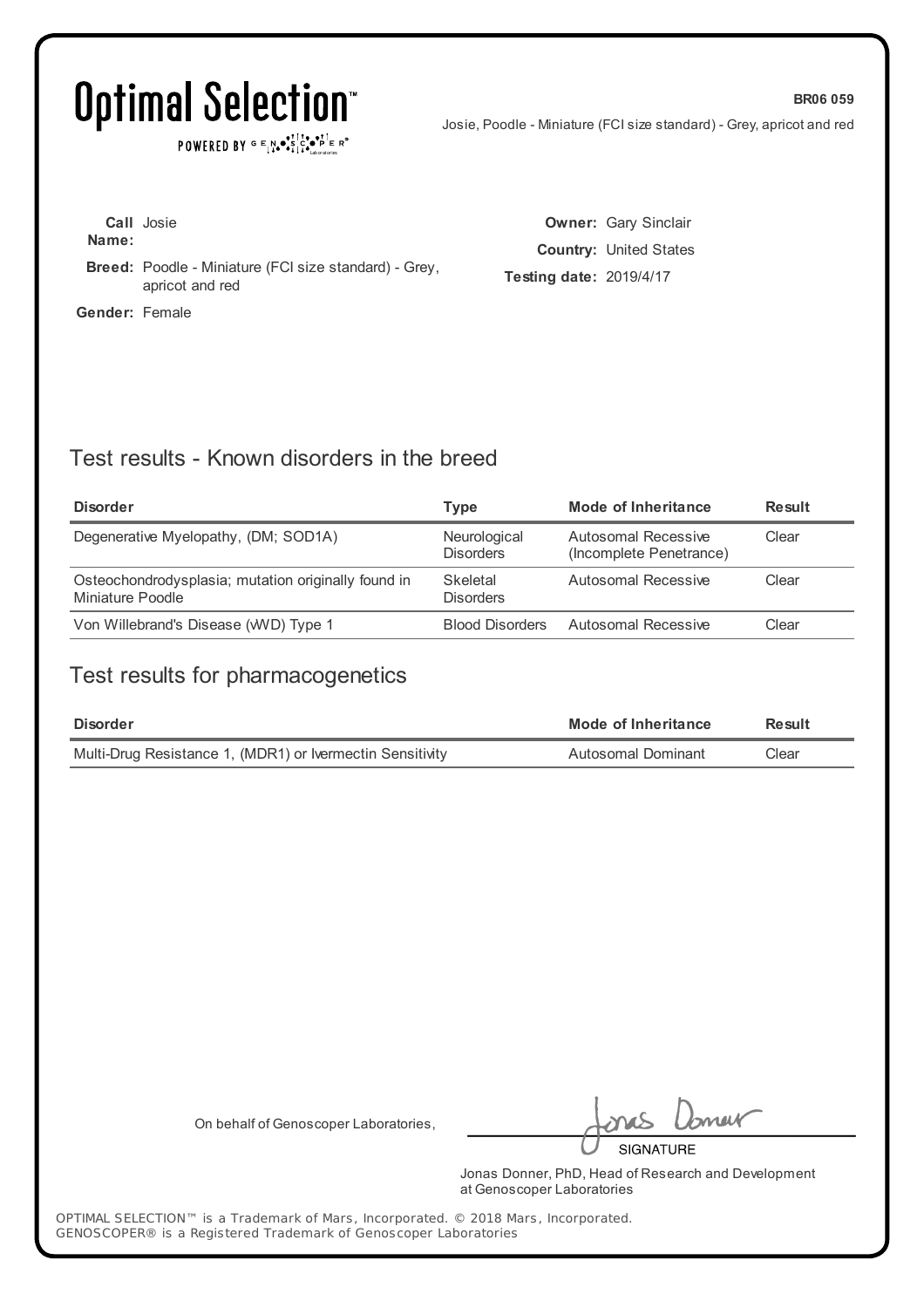# Optimal Selection™

POWERED BY GENOSCOPER® Laboratories

**BR06 059**

Josie, Poodle - Miniature (FCI size standard) - Grey, apricot and red

**Call Name:** Josie

**Breed:** Poodle - Miniature (FCI size standard) - Grey, apricot and red

**Gender:** Female

**Owner:** Gary Sinclair

**Country:** United States

**Testing date:** 2019/4/17

## Test results - Known disorders in the breed

| Disorder | Type | Mode of Inheritance | Result |
|---|---|---|---|
| Degenerative Myelopathy, (DM; SOD1A) | Neurological Disorders | Autosomal Recessive (Incomplete Penetrance) | Clear |
| Osteochondrodysplasia; mutation originally found in Miniature Poodle | Skeletal Disorders | Autosomal Recessive | Clear |
| Von Willebrand's Disease (vWD) Type 1 | Blood Disorders | Autosomal Recessive | Clear |

## Test results for pharmacogenetics

| Disorder | Mode of Inheritance | Result |
|---|---|---|
| Multi-Drug Resistance 1, (MDR1) or Ivermectin Sensitivity | Autosomal Dominant | Clear |

On behalf of Genoscoper Laboratories,

SIGNATURE

Jonas Donner, PhD, Head of Research and Development at Genoscoper Laboratories

OPTIMAL SELECTION™ is a Trademark of Mars, Incorporated. © 2018 Mars, Incorporated.
GENOSCOPER® is a Registered Trademark of Genoscoper Laboratories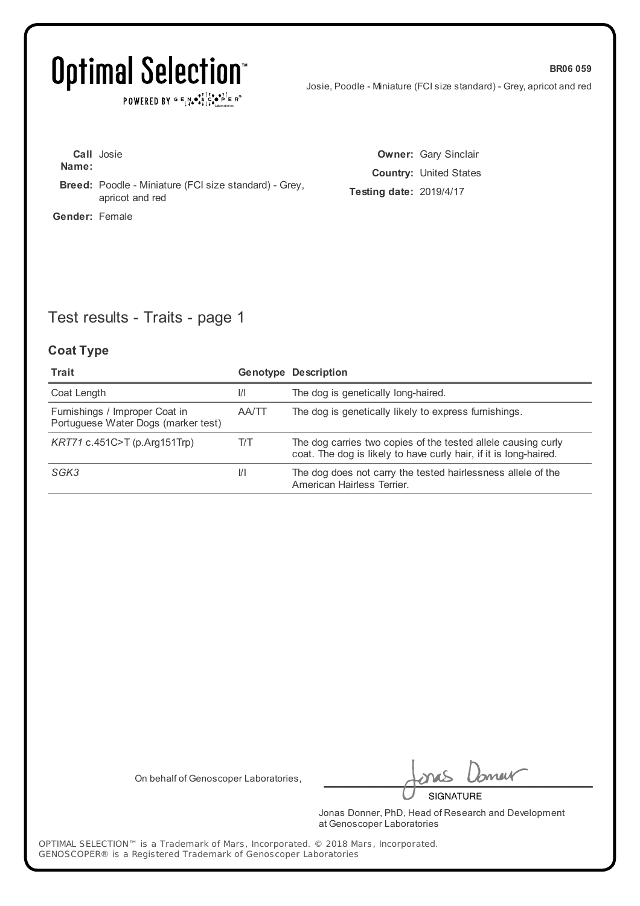**Optimal Selection™**

POWERED BY GENOSCOPER® Laboratories

**BR06 059**

Josie, Poodle - Miniature (FCI size standard) - Grey, apricot and red

**Call Name:** Josie

**Breed:** Poodle - Miniature (FCI size standard) - Grey, apricot and red

**Gender:** Female

**Owner:** Gary Sinclair

**Country:** United States

**Testing date:** 2019/4/17

## Test results - Traits - page 1

### Coat Type

| Trait | Genotype | Description |
|---|---|---|
| Coat Length | I/I | The dog is genetically long-haired. |
| Furnishings / Improper Coat in Portuguese Water Dogs (marker test) | AA/TT | The dog is genetically likely to express furnishings. |
| *KRT71* c.451C>T (p.Arg151Trp) | T/T | The dog carries two copies of the tested allele causing curly coat. The dog is likely to have curly hair, if it is long-haired. |
| *SGK3* | I/I | The dog does not carry the tested hairlessness allele of the American Hairless Terrier. |

On behalf of Genoscoper Laboratories,

SIGNATURE

Jonas Donner, PhD, Head of Research and Development at Genoscoper Laboratories

OPTIMAL SELECTION™ is a Trademark of Mars, Incorporated. © 2018 Mars, Incorporated.
GENOSCOPER® is a Registered Trademark of Genoscoper Laboratories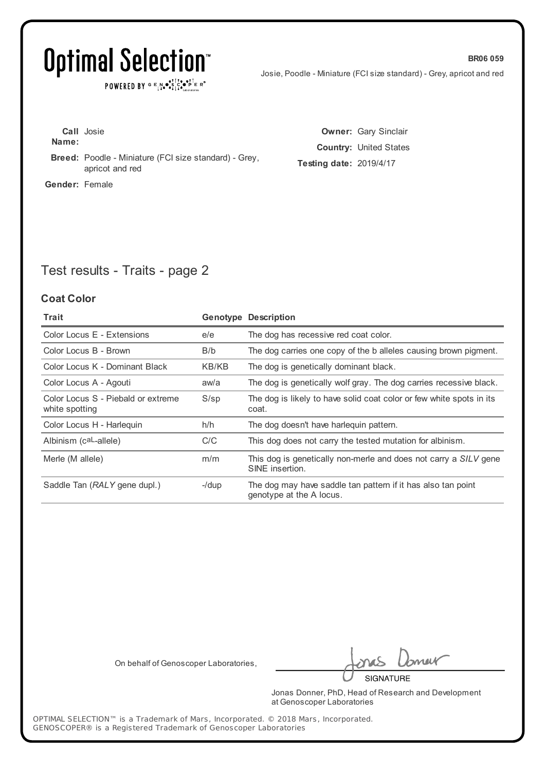**Call Name:** Josie

**Breed:** Poodle - Miniature (FCI size standard) - Grey, apricot and red

**Gender:** Female

**Owner:** Gary Sinclair

**Country:** United States

**Testing date:** 2019/4/17

## Test results - Traits - page 2

### Coat Color

| Trait | Genotype | Description |
|---|---|---|
| Color Locus E - Extensions | e/e | The dog has recessive red coat color. |
| Color Locus B - Brown | B/b | The dog carries one copy of the b alleles causing brown pigment. |
| Color Locus K - Dominant Black | KB/KB | The dog is genetically dominant black. |
| Color Locus A - Agouti | aw/a | The dog is genetically wolf gray. The dog carries recessive black. |
| Color Locus S - Piebald or extreme white spotting | S/sp | The dog is likely to have solid coat color or few white spots in its coat. |
| Color Locus H - Harlequin | h/h | The dog doesn't have harlequin pattern. |
| Albinism ($c^{aL}$-allele) | C/C | This dog does not carry the tested mutation for albinism. |
| Merle (M allele) | m/m | This dog is genetically non-merle and does not carry a *SILV* gene SINE insertion. |
| Saddle Tan (*RALY* gene dupl.) | -/dup | The dog may have saddle tan pattern if it has also tan point genotype at the A locus. |

On behalf of Genoscoper Laboratories,

SIGNATURE

Jonas Donner, PhD, Head of Research and Development at Genoscoper Laboratories

OPTIMAL SELECTION™ is a Trademark of Mars, Incorporated. © 2018 Mars, Incorporated.
GENOSCOPER® is a Registered Trademark of Genoscoper Laboratories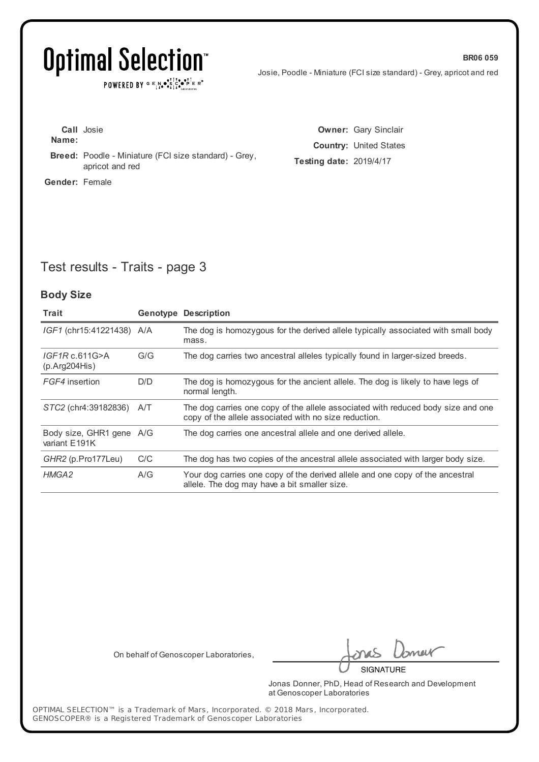**Call Name:** Josie

**Breed:** Poodle - Miniature (FCI size standard) - Grey, apricot and red

**Gender:** Female

**Owner:** Gary Sinclair

**Country:** United States

**Testing date:** 2019/4/17

## Test results - Traits - page 3

### Body Size

| Trait | Genotype | Description |
|---|---|---|
| *IGF1* (chr15:41221438) | A/A | The dog is homozygous for the derived allele typically associated with small body mass. |
| *IGF1R* c.611G>A (p.Arg204His) | G/G | The dog carries two ancestral alleles typically found in larger-sized breeds. |
| *FGF4* insertion | D/D | The dog is homozygous for the ancient allele. The dog is likely to have legs of normal length. |
| *STC2* (chr4:39182836) | A/T | The dog carries one copy of the allele associated with reduced body size and one copy of the allele associated with no size reduction. |
| Body size, GHR1 gene variant E191K | A/G | The dog carries one ancestral allele and one derived allele. |
| *GHR2* (p.Pro177Leu) | C/C | The dog has two copies of the ancestral allele associated with larger body size. |
| *HMGA2* | A/G | Your dog carries one copy of the derived allele and one copy of the ancestral allele. The dog may have a bit smaller size. |

On behalf of Genoscoper Laboratories,

SIGNATURE

Jonas Donner, PhD, Head of Research and Development at Genoscoper Laboratories

OPTIMAL SELECTION™ is a Trademark of Mars, Incorporated. © 2018 Mars, Incorporated.
GENOSCOPER® is a Registered Trademark of Genoscoper Laboratories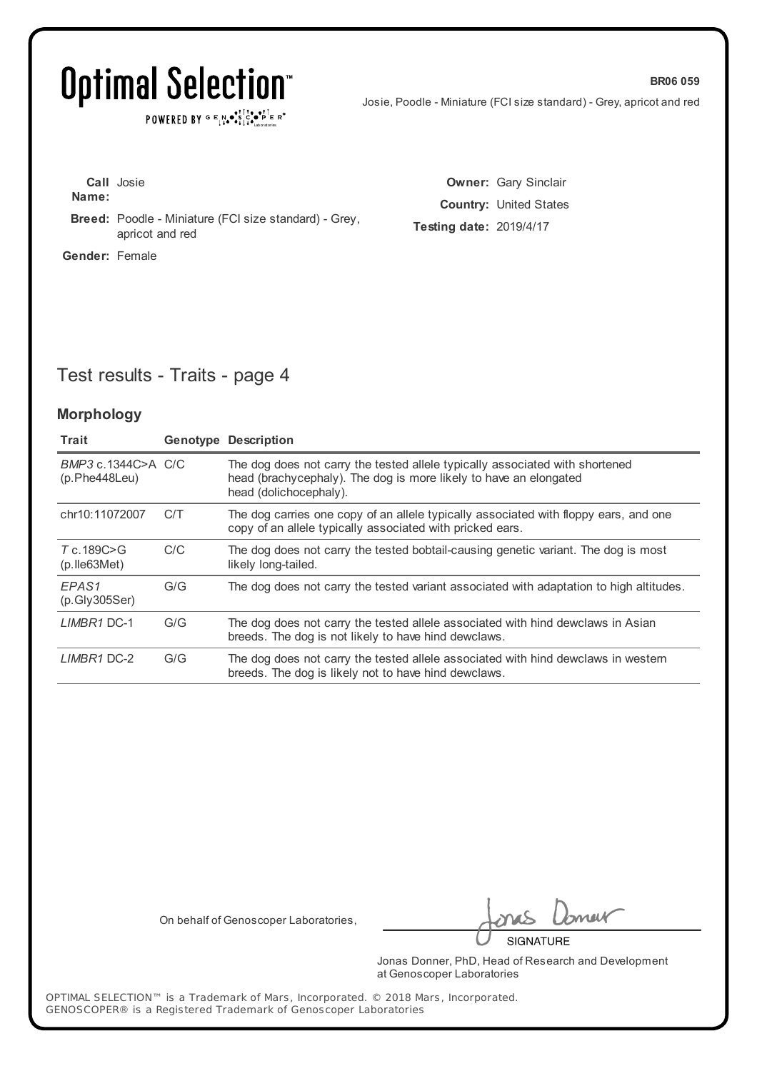**BR06 059**

Josie, Poodle - Miniature (FCI size standard) - Grey, apricot and red

**Call Name:** Josie

**Breed:** Poodle - Miniature (FCI size standard) - Grey, apricot and red

**Gender:** Female

**Owner:** Gary Sinclair

**Country:** United States

**Testing date:** 2019/4/17

## Test results - Traits - page 4

### Morphology

| Trait | Genotype | Description |
| --- | --- | --- |
| *BMP3* c.1344C>A (p.Phe448Leu) | C/C | The dog does not carry the tested allele typically associated with shortened head (brachycephaly). The dog is more likely to have an elongated head (dolichocephaly). |
| chr10:11072007 | C/T | The dog carries one copy of an allele typically associated with floppy ears, and one copy of an allele typically associated with pricked ears. |
| *T* c.189C>G (p.Ile63Met) | C/C | The dog does not carry the tested bobtail-causing genetic variant. The dog is most likely long-tailed. |
| *EPAS1* (p.Gly305Ser) | G/G | The dog does not carry the tested variant associated with adaptation to high altitudes. |
| *LIMBR1* DC-1 | G/G | The dog does not carry the tested allele associated with hind dewclaws in Asian breeds. The dog is not likely to have hind dewclaws. |
| *LIMBR1* DC-2 | G/G | The dog does not carry the tested allele associated with hind dewclaws in western breeds. The dog is likely not to have hind dewclaws. |

On behalf of Genoscoper Laboratories,

SIGNATURE

Jonas Donner, PhD, Head of Research and Development at Genoscoper Laboratories

OPTIMAL SELECTION™ is a Trademark of Mars, Incorporated. © 2018 Mars, Incorporated.
GENOSCOPER® is a Registered Trademark of Genoscoper Laboratories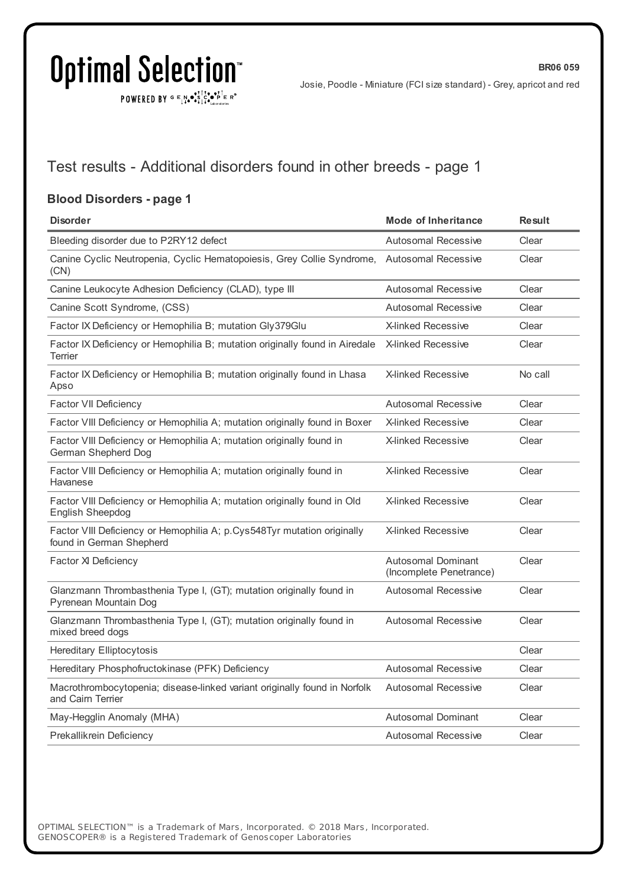# Test results - Additional disorders found in other breeds - page 1

## Blood Disorders - page 1

| Disorder | Mode of Inheritance | Result |
|---|---|---|
| Bleeding disorder due to P2RY12 defect | Autosomal Recessive | Clear |
| Canine Cyclic Neutropenia, Cyclic Hematopoiesis, Grey Collie Syndrome, (CN) | Autosomal Recessive | Clear |
| Canine Leukocyte Adhesion Deficiency (CLAD), type III | Autosomal Recessive | Clear |
| Canine Scott Syndrome, (CSS) | Autosomal Recessive | Clear |
| Factor IX Deficiency or Hemophilia B; mutation Gly379Glu | X-linked Recessive | Clear |
| Factor IX Deficiency or Hemophilia B; mutation originally found in Airedale Terrier | X-linked Recessive | Clear |
| Factor IX Deficiency or Hemophilia B; mutation originally found in Lhasa Apso | X-linked Recessive | No call |
| Factor VII Deficiency | Autosomal Recessive | Clear |
| Factor VIII Deficiency or Hemophilia A; mutation originally found in Boxer | X-linked Recessive | Clear |
| Factor VIII Deficiency or Hemophilia A; mutation originally found in German Shepherd Dog | X-linked Recessive | Clear |
| Factor VIII Deficiency or Hemophilia A; mutation originally found in Havanese | X-linked Recessive | Clear |
| Factor VIII Deficiency or Hemophilia A; mutation originally found in Old English Sheepdog | X-linked Recessive | Clear |
| Factor VIII Deficiency or Hemophilia A; p.Cys548Tyr mutation originally found in German Shepherd | X-linked Recessive | Clear |
| Factor XI Deficiency | Autosomal Dominant (Incomplete Penetrance) | Clear |
| Glanzmann Thrombasthenia Type I, (GT); mutation originally found in Pyrenean Mountain Dog | Autosomal Recessive | Clear |
| Glanzmann Thrombasthenia Type I, (GT); mutation originally found in mixed breed dogs | Autosomal Recessive | Clear |
| Hereditary Elliptocytosis | | Clear |
| Hereditary Phosphofructokinase (PFK) Deficiency | Autosomal Recessive | Clear |
| Macrothrombocytopenia; disease-linked variant originally found in Norfolk and Cairn Terrier | Autosomal Recessive | Clear |
| May-Hegglin Anomaly (MHA) | Autosomal Dominant | Clear |
| Prekallikrein Deficiency | Autosomal Recessive | Clear |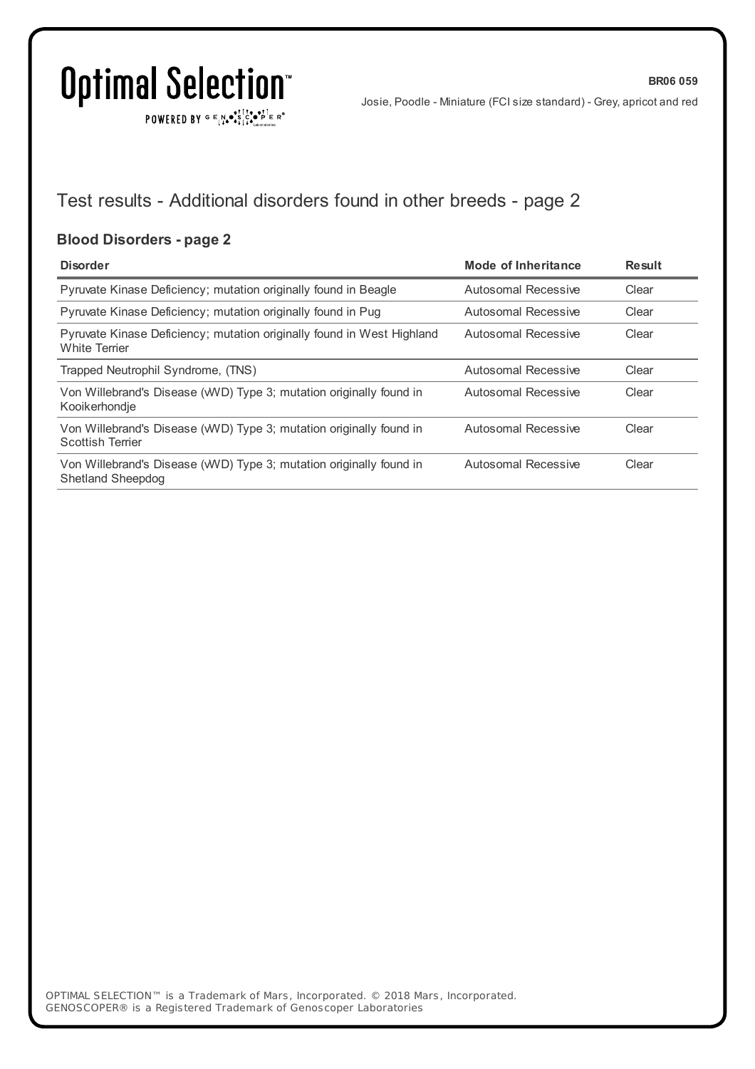## Test results - Additional disorders found in other breeds - page 2

### Blood Disorders - page 2

| Disorder | Mode of Inheritance | Result |
|---|---|---|
| Pyruvate Kinase Deficiency; mutation originally found in Beagle | Autosomal Recessive | Clear |
| Pyruvate Kinase Deficiency; mutation originally found in Pug | Autosomal Recessive | Clear |
| Pyruvate Kinase Deficiency; mutation originally found in West Highland White Terrier | Autosomal Recessive | Clear |
| Trapped Neutrophil Syndrome, (TNS) | Autosomal Recessive | Clear |
| Von Willebrand's Disease (vWD) Type 3; mutation originally found in Kooikerhondje | Autosomal Recessive | Clear |
| Von Willebrand's Disease (vWD) Type 3; mutation originally found in Scottish Terrier | Autosomal Recessive | Clear |
| Von Willebrand's Disease (vWD) Type 3; mutation originally found in Shetland Sheepdog | Autosomal Recessive | Clear |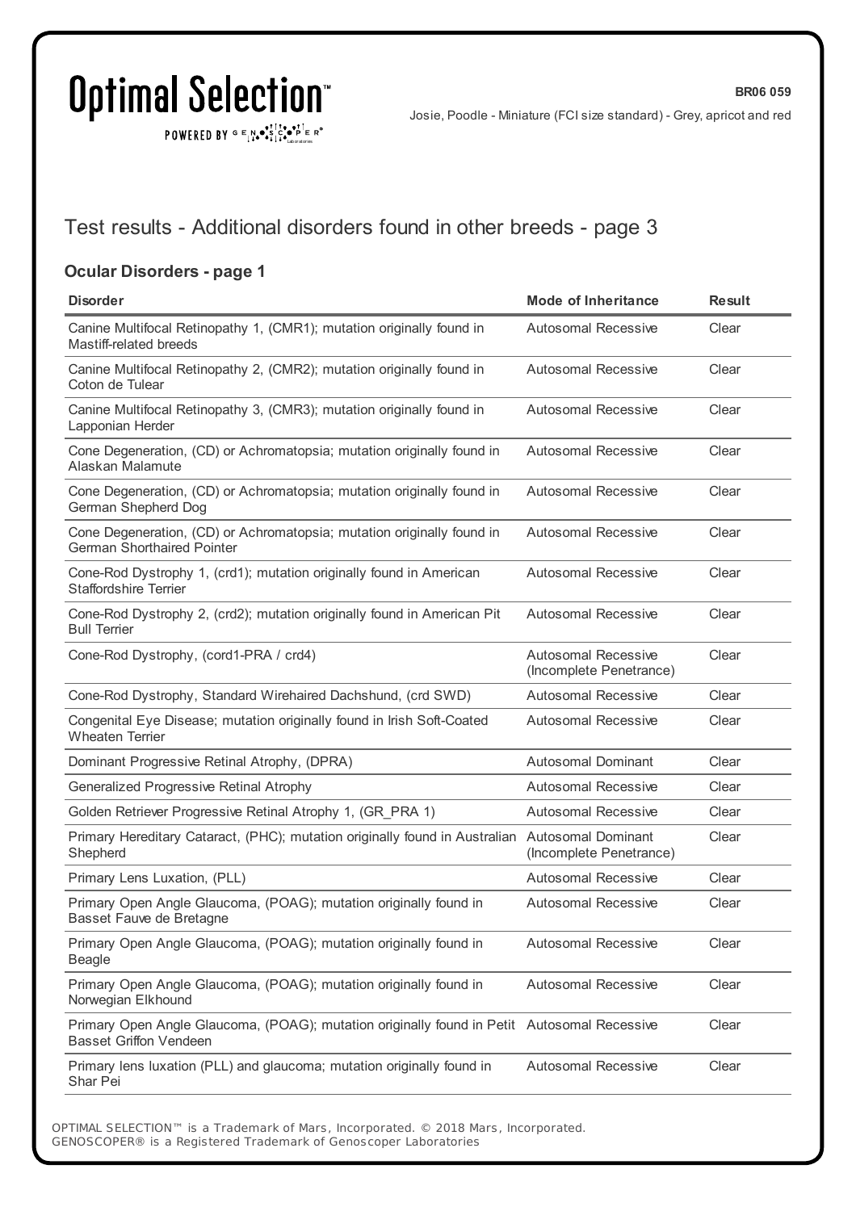# Test results - Additional disorders found in other breeds - page 3

## Ocular Disorders - page 1

| Disorder | Mode of Inheritance | Result |
|---|---|---|
| Canine Multifocal Retinopathy 1, (CMR1); mutation originally found in Mastiff-related breeds | Autosomal Recessive | Clear |
| Canine Multifocal Retinopathy 2, (CMR2); mutation originally found in Coton de Tulear | Autosomal Recessive | Clear |
| Canine Multifocal Retinopathy 3, (CMR3); mutation originally found in Lapponian Herder | Autosomal Recessive | Clear |
| Cone Degeneration, (CD) or Achromatopsia; mutation originally found in Alaskan Malamute | Autosomal Recessive | Clear |
| Cone Degeneration, (CD) or Achromatopsia; mutation originally found in German Shepherd Dog | Autosomal Recessive | Clear |
| Cone Degeneration, (CD) or Achromatopsia; mutation originally found in German Shorthaired Pointer | Autosomal Recessive | Clear |
| Cone-Rod Dystrophy 1, (crd1); mutation originally found in American Staffordshire Terrier | Autosomal Recessive | Clear |
| Cone-Rod Dystrophy 2, (crd2); mutation originally found in American Pit Bull Terrier | Autosomal Recessive | Clear |
| Cone-Rod Dystrophy, (cord1-PRA / crd4) | Autosomal Recessive (Incomplete Penetrance) | Clear |
| Cone-Rod Dystrophy, Standard Wirehaired Dachshund, (crd SWD) | Autosomal Recessive | Clear |
| Congenital Eye Disease; mutation originally found in Irish Soft-Coated Wheaten Terrier | Autosomal Recessive | Clear |
| Dominant Progressive Retinal Atrophy, (DPRA) | Autosomal Dominant | Clear |
| Generalized Progressive Retinal Atrophy | Autosomal Recessive | Clear |
| Golden Retriever Progressive Retinal Atrophy 1, (GR_PRA 1) | Autosomal Recessive | Clear |
| Primary Hereditary Cataract, (PHC); mutation originally found in Australian Shepherd | Autosomal Dominant (Incomplete Penetrance) | Clear |
| Primary Lens Luxation, (PLL) | Autosomal Recessive | Clear |
| Primary Open Angle Glaucoma, (POAG); mutation originally found in Basset Fauve de Bretagne | Autosomal Recessive | Clear |
| Primary Open Angle Glaucoma, (POAG); mutation originally found in Beagle | Autosomal Recessive | Clear |
| Primary Open Angle Glaucoma, (POAG); mutation originally found in Norwegian Elkhound | Autosomal Recessive | Clear |
| Primary Open Angle Glaucoma, (POAG); mutation originally found in Petit Basset Griffon Vendeen | Autosomal Recessive | Clear |
| Primary lens luxation (PLL) and glaucoma; mutation originally found in Shar Pei | Autosomal Recessive | Clear |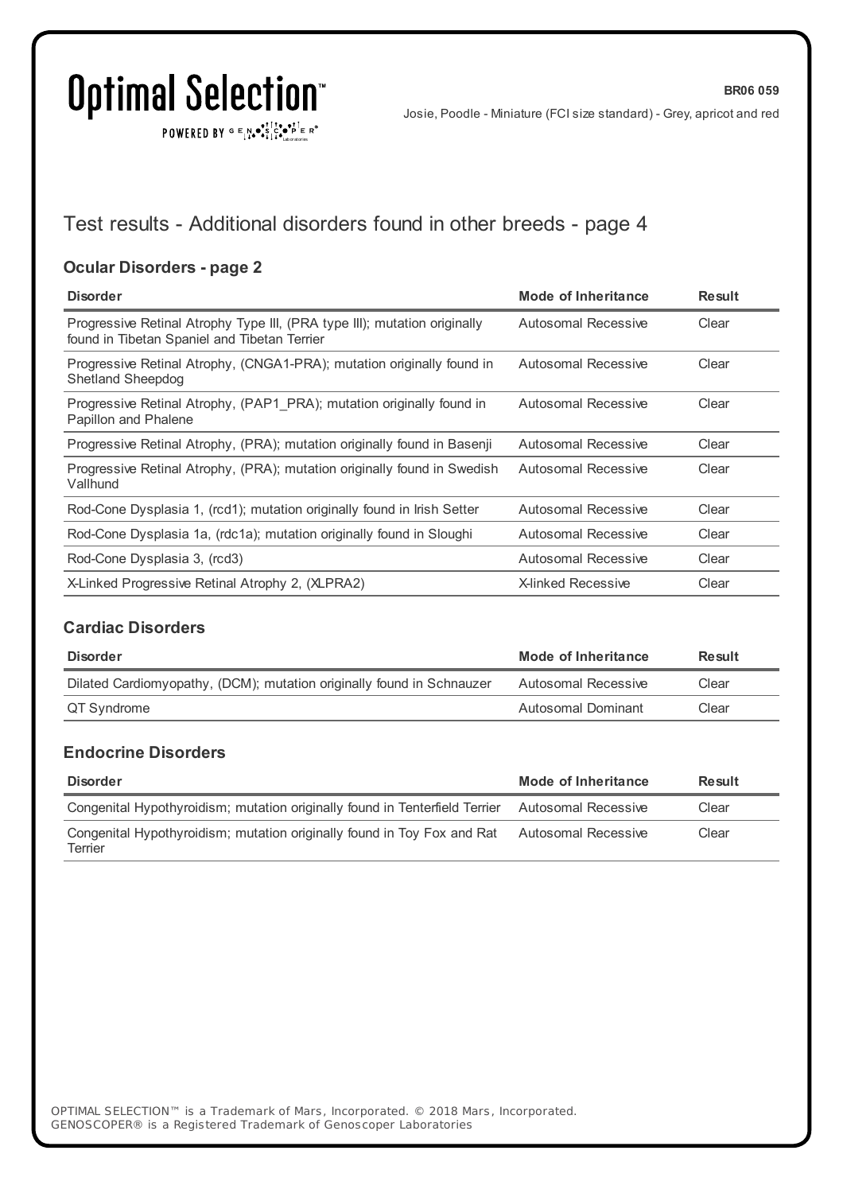## Test results - Additional disorders found in other breeds - page 4

### Ocular Disorders - page 2

| Disorder | Mode of Inheritance | Result |
| --- | --- | --- |
| Progressive Retinal Atrophy Type III, (PRA type III); mutation originally found in Tibetan Spaniel and Tibetan Terrier | Autosomal Recessive | Clear |
| Progressive Retinal Atrophy, (CNGA1-PRA); mutation originally found in Shetland Sheepdog | Autosomal Recessive | Clear |
| Progressive Retinal Atrophy, (PAP1_PRA); mutation originally found in Papillon and Phalene | Autosomal Recessive | Clear |
| Progressive Retinal Atrophy, (PRA); mutation originally found in Basenji | Autosomal Recessive | Clear |
| Progressive Retinal Atrophy, (PRA); mutation originally found in Swedish Vallhund | Autosomal Recessive | Clear |
| Rod-Cone Dysplasia 1, (rcd1); mutation originally found in Irish Setter | Autosomal Recessive | Clear |
| Rod-Cone Dysplasia 1a, (rdc1a); mutation originally found in Sloughi | Autosomal Recessive | Clear |
| Rod-Cone Dysplasia 3, (rcd3) | Autosomal Recessive | Clear |
| X-Linked Progressive Retinal Atrophy 2, (XLPRA2) | X-linked Recessive | Clear |

### Cardiac Disorders

| Disorder | Mode of Inheritance | Result |
| --- | --- | --- |
| Dilated Cardiomyopathy, (DCM); mutation originally found in Schnauzer | Autosomal Recessive | Clear |
| QT Syndrome | Autosomal Dominant | Clear |

### Endocrine Disorders

| Disorder | Mode of Inheritance | Result |
| --- | --- | --- |
| Congenital Hypothyroidism; mutation originally found in Tenterfield Terrier | Autosomal Recessive | Clear |
| Congenital Hypothyroidism; mutation originally found in Toy Fox and Rat Terrier | Autosomal Recessive | Clear |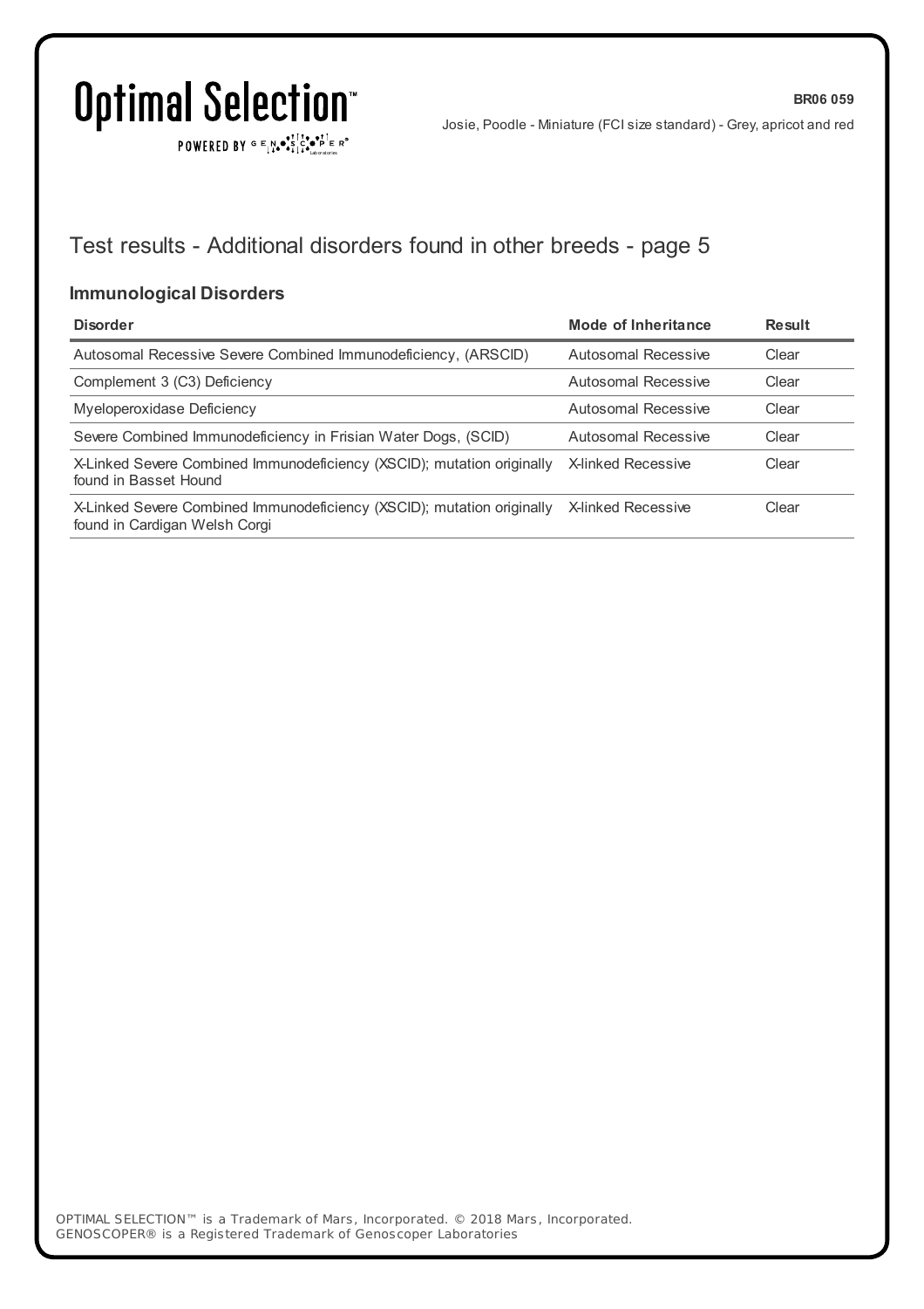## Test results - Additional disorders found in other breeds - page 5

### Immunological Disorders

| Disorder | Mode of Inheritance | Result |
|---|---|---|
| Autosomal Recessive Severe Combined Immunodeficiency, (ARSCID) | Autosomal Recessive | Clear |
| Complement 3 (C3) Deficiency | Autosomal Recessive | Clear |
| Myeloperoxidase Deficiency | Autosomal Recessive | Clear |
| Severe Combined Immunodeficiency in Frisian Water Dogs, (SCID) | Autosomal Recessive | Clear |
| X-Linked Severe Combined Immunodeficiency (XSCID); mutation originally found in Basset Hound | X-linked Recessive | Clear |
| X-Linked Severe Combined Immunodeficiency (XSCID); mutation originally found in Cardigan Welsh Corgi | X-linked Recessive | Clear |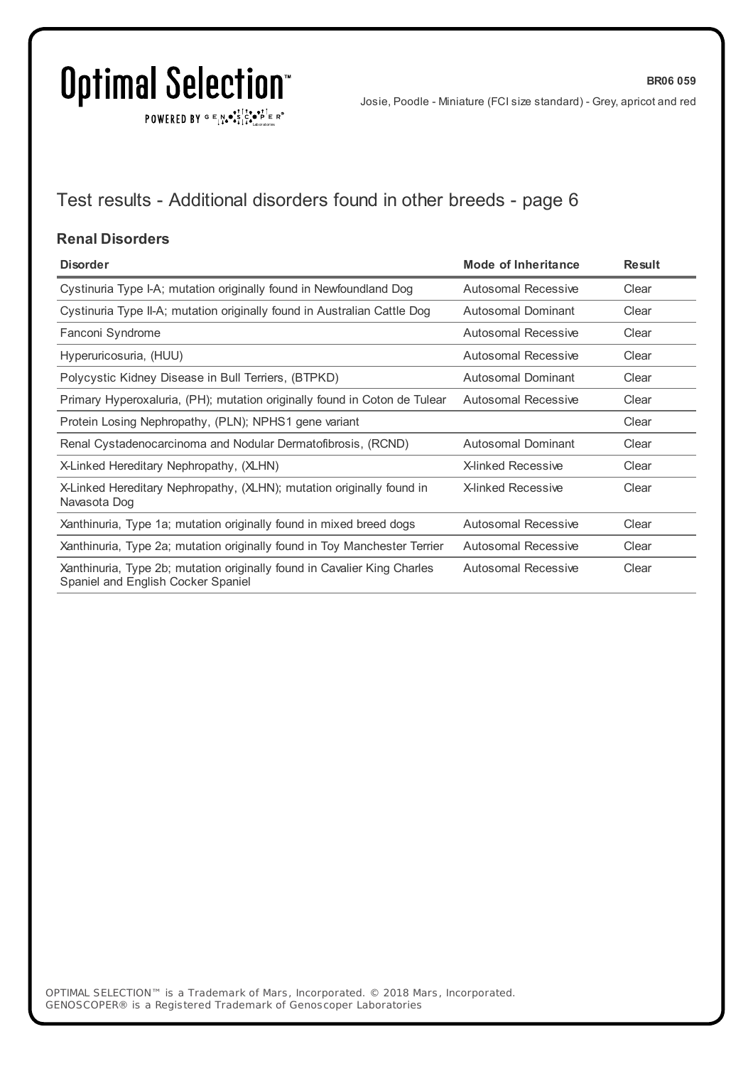## Test results - Additional disorders found in other breeds - page 6

### Renal Disorders

| Disorder | Mode of Inheritance | Result |
|---|---|---|
| Cystinuria Type I-A; mutation originally found in Newfoundland Dog | Autosomal Recessive | Clear |
| Cystinuria Type II-A; mutation originally found in Australian Cattle Dog | Autosomal Dominant | Clear |
| Fanconi Syndrome | Autosomal Recessive | Clear |
| Hyperuricosuria, (HUU) | Autosomal Recessive | Clear |
| Polycystic Kidney Disease in Bull Terriers, (BTPKD) | Autosomal Dominant | Clear |
| Primary Hyperoxaluria, (PH); mutation originally found in Coton de Tulear | Autosomal Recessive | Clear |
| Protein Losing Nephropathy, (PLN); NPHS1 gene variant | | Clear |
| Renal Cystadenocarcinoma and Nodular Dermatofibrosis, (RCND) | Autosomal Dominant | Clear |
| X-Linked Hereditary Nephropathy, (XLHN) | X-linked Recessive | Clear |
| X-Linked Hereditary Nephropathy, (XLHN); mutation originally found in Navasota Dog | X-linked Recessive | Clear |
| Xanthinuria, Type 1a; mutation originally found in mixed breed dogs | Autosomal Recessive | Clear |
| Xanthinuria, Type 2a; mutation originally found in Toy Manchester Terrier | Autosomal Recessive | Clear |
| Xanthinuria, Type 2b; mutation originally found in Cavalier King Charles Spaniel and English Cocker Spaniel | Autosomal Recessive | Clear |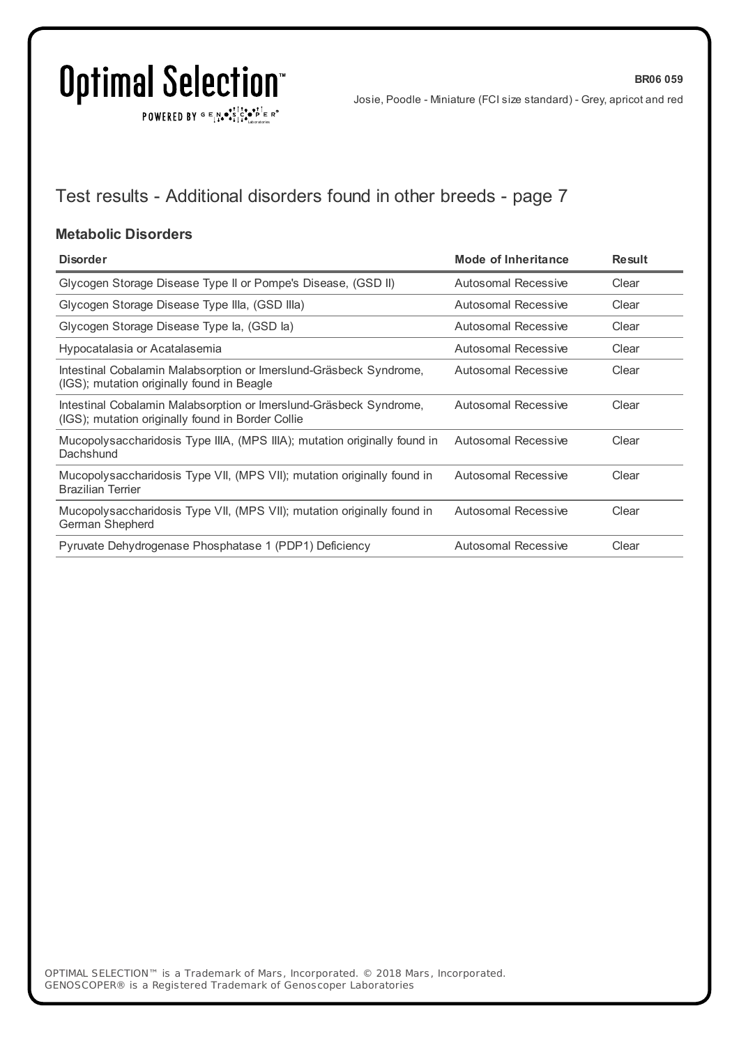BR06 059

Josie, Poodle - Miniature (FCI size standard) - Grey, apricot and red

## Test results - Additional disorders found in other breeds - page 7

### Metabolic Disorders

| Disorder | Mode of Inheritance | Result |
|---|---|---|
| Glycogen Storage Disease Type II or Pompe's Disease, (GSD II) | Autosomal Recessive | Clear |
| Glycogen Storage Disease Type IIIa, (GSD IIIa) | Autosomal Recessive | Clear |
| Glycogen Storage Disease Type Ia, (GSD Ia) | Autosomal Recessive | Clear |
| Hypocatalasia or Acatalasemia | Autosomal Recessive | Clear |
| Intestinal Cobalamin Malabsorption or Imerslund-Gräsbeck Syndrome, (IGS); mutation originally found in Beagle | Autosomal Recessive | Clear |
| Intestinal Cobalamin Malabsorption or Imerslund-Gräsbeck Syndrome, (IGS); mutation originally found in Border Collie | Autosomal Recessive | Clear |
| Mucopolysaccharidosis Type IIIA, (MPS IIIA); mutation originally found in Dachshund | Autosomal Recessive | Clear |
| Mucopolysaccharidosis Type VII, (MPS VII); mutation originally found in Brazilian Terrier | Autosomal Recessive | Clear |
| Mucopolysaccharidosis Type VII, (MPS VII); mutation originally found in German Shepherd | Autosomal Recessive | Clear |
| Pyruvate Dehydrogenase Phosphatase 1 (PDP1) Deficiency | Autosomal Recessive | Clear |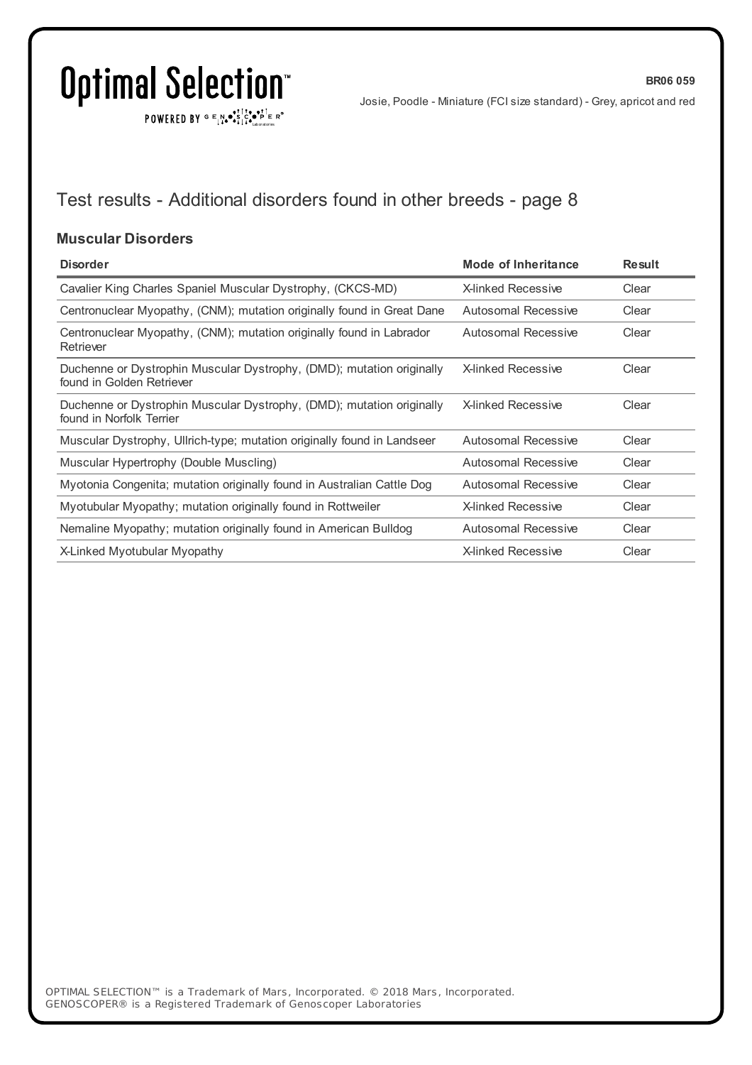BR06 059

Josie, Poodle - Miniature (FCI size standard) - Grey, apricot and red

## Test results - Additional disorders found in other breeds - page 8

### Muscular Disorders

| Disorder | Mode of Inheritance | Result |
|---|---|---|
| Cavalier King Charles Spaniel Muscular Dystrophy, (CKCS-MD) | X-linked Recessive | Clear |
| Centronuclear Myopathy, (CNM); mutation originally found in Great Dane | Autosomal Recessive | Clear |
| Centronuclear Myopathy, (CNM); mutation originally found in Labrador Retriever | Autosomal Recessive | Clear |
| Duchenne or Dystrophin Muscular Dystrophy, (DMD); mutation originally found in Golden Retriever | X-linked Recessive | Clear |
| Duchenne or Dystrophin Muscular Dystrophy, (DMD); mutation originally found in Norfolk Terrier | X-linked Recessive | Clear |
| Muscular Dystrophy, Ullrich-type; mutation originally found in Landseer | Autosomal Recessive | Clear |
| Muscular Hypertrophy (Double Muscling) | Autosomal Recessive | Clear |
| Myotonia Congenita; mutation originally found in Australian Cattle Dog | Autosomal Recessive | Clear |
| Myotubular Myopathy; mutation originally found in Rottweiler | X-linked Recessive | Clear |
| Nemaline Myopathy; mutation originally found in American Bulldog | Autosomal Recessive | Clear |
| X-Linked Myotubular Myopathy | X-linked Recessive | Clear |

OPTIMAL SELECTION™ is a Trademark of Mars, Incorporated. © 2018 Mars, Incorporated.
GENOSCOPER® is a Registered Trademark of Genoscoper Laboratories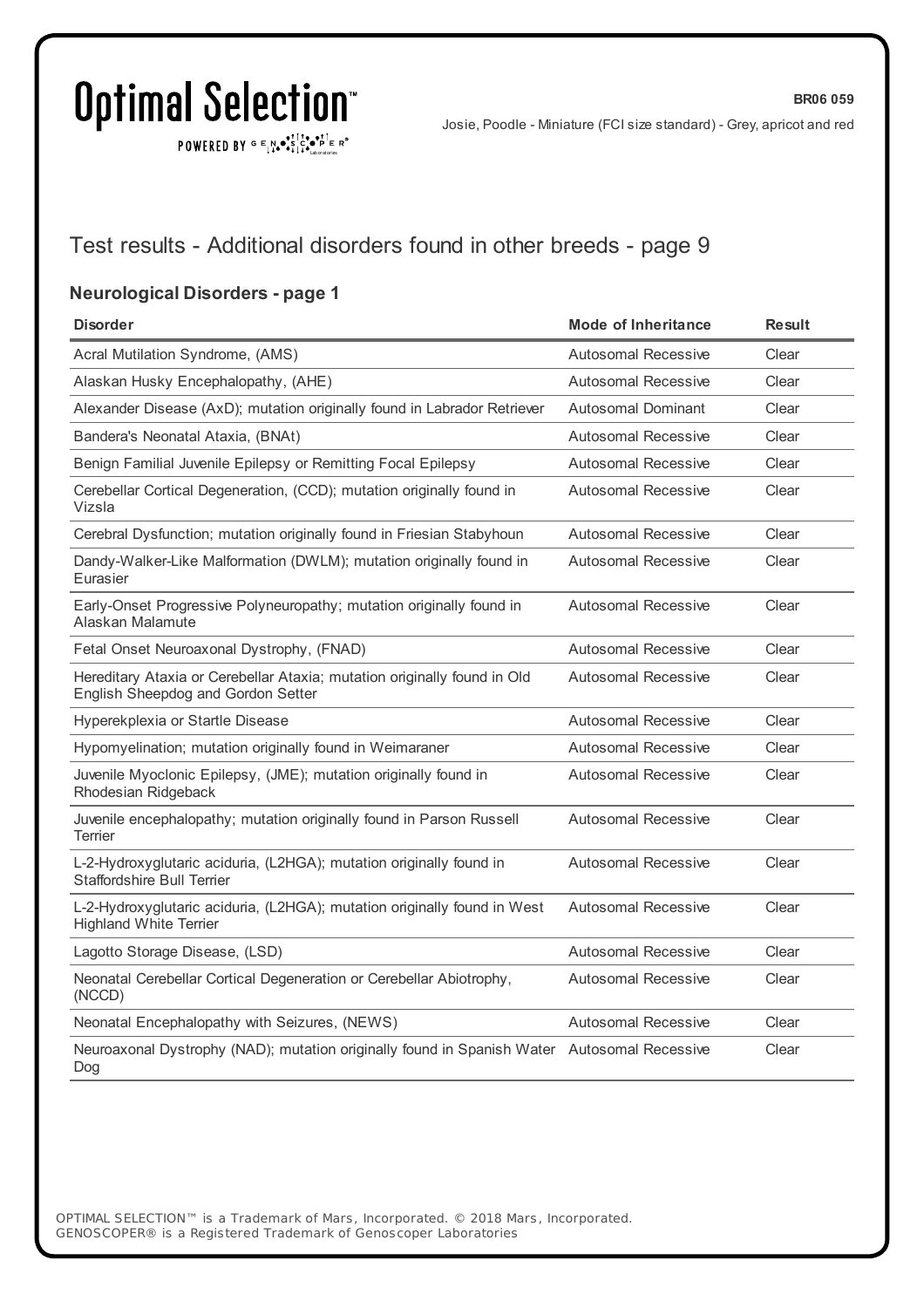# Test results - Additional disorders found in other breeds - page 9

## Neurological Disorders - page 1

| Disorder | Mode of Inheritance | Result |
|---|---|---|
| Acral Mutilation Syndrome, (AMS) | Autosomal Recessive | Clear |
| Alaskan Husky Encephalopathy, (AHE) | Autosomal Recessive | Clear |
| Alexander Disease (AxD); mutation originally found in Labrador Retriever | Autosomal Dominant | Clear |
| Bandera's Neonatal Ataxia, (BNAt) | Autosomal Recessive | Clear |
| Benign Familial Juvenile Epilepsy or Remitting Focal Epilepsy | Autosomal Recessive | Clear |
| Cerebellar Cortical Degeneration, (CCD); mutation originally found in Vizsla | Autosomal Recessive | Clear |
| Cerebral Dysfunction; mutation originally found in Friesian Stabyhoun | Autosomal Recessive | Clear |
| Dandy-Walker-Like Malformation (DWLM); mutation originally found in Eurasier | Autosomal Recessive | Clear |
| Early-Onset Progressive Polyneuropathy; mutation originally found in Alaskan Malamute | Autosomal Recessive | Clear |
| Fetal Onset Neuroaxonal Dystrophy, (FNAD) | Autosomal Recessive | Clear |
| Hereditary Ataxia or Cerebellar Ataxia; mutation originally found in Old English Sheepdog and Gordon Setter | Autosomal Recessive | Clear |
| Hyperekplexia or Startle Disease | Autosomal Recessive | Clear |
| Hypomyelination; mutation originally found in Weimaraner | Autosomal Recessive | Clear |
| Juvenile Myoclonic Epilepsy, (JME); mutation originally found in Rhodesian Ridgeback | Autosomal Recessive | Clear |
| Juvenile encephalopathy; mutation originally found in Parson Russell Terrier | Autosomal Recessive | Clear |
| L-2-Hydroxyglutaric aciduria, (L2HGA); mutation originally found in Staffordshire Bull Terrier | Autosomal Recessive | Clear |
| L-2-Hydroxyglutaric aciduria, (L2HGA); mutation originally found in West Highland White Terrier | Autosomal Recessive | Clear |
| Lagotto Storage Disease, (LSD) | Autosomal Recessive | Clear |
| Neonatal Cerebellar Cortical Degeneration or Cerebellar Abiotrophy, (NCCD) | Autosomal Recessive | Clear |
| Neonatal Encephalopathy with Seizures, (NEWS) | Autosomal Recessive | Clear |
| Neuroaxonal Dystrophy (NAD); mutation originally found in Spanish Water Dog | Autosomal Recessive | Clear |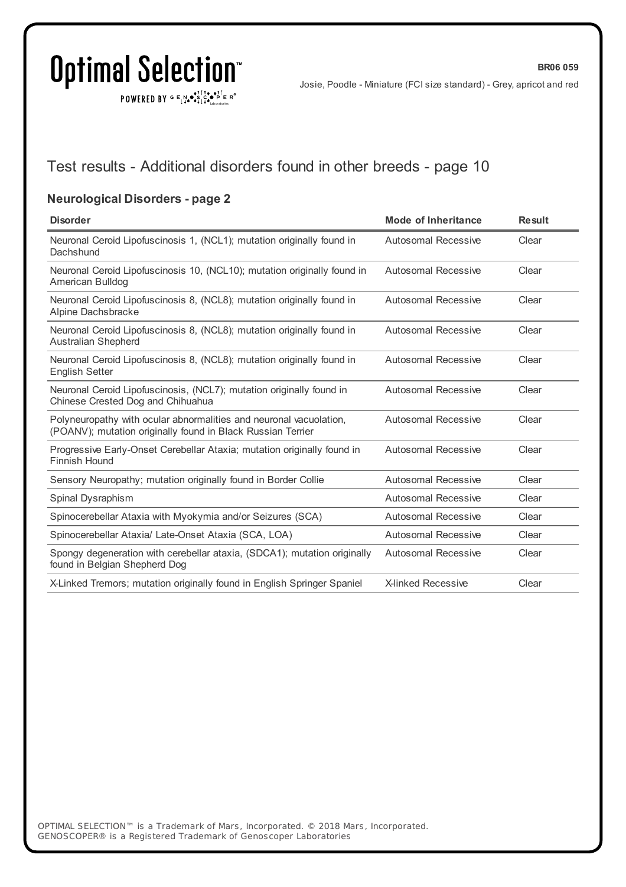# Test results - Additional disorders found in other breeds - page 10

## Neurological Disorders - page 2

| Disorder | Mode of Inheritance | Result |
| --- | --- | --- |
| Neuronal Ceroid Lipofuscinosis 1, (NCL1); mutation originally found in Dachshund | Autosomal Recessive | Clear |
| Neuronal Ceroid Lipofuscinosis 10, (NCL10); mutation originally found in American Bulldog | Autosomal Recessive | Clear |
| Neuronal Ceroid Lipofuscinosis 8, (NCL8); mutation originally found in Alpine Dachsbracke | Autosomal Recessive | Clear |
| Neuronal Ceroid Lipofuscinosis 8, (NCL8); mutation originally found in Australian Shepherd | Autosomal Recessive | Clear |
| Neuronal Ceroid Lipofuscinosis 8, (NCL8); mutation originally found in English Setter | Autosomal Recessive | Clear |
| Neuronal Ceroid Lipofuscinosis, (NCL7); mutation originally found in Chinese Crested Dog and Chihuahua | Autosomal Recessive | Clear |
| Polyneuropathy with ocular abnormalities and neuronal vacuolation, (POANV); mutation originally found in Black Russian Terrier | Autosomal Recessive | Clear |
| Progressive Early-Onset Cerebellar Ataxia; mutation originally found in Finnish Hound | Autosomal Recessive | Clear |
| Sensory Neuropathy; mutation originally found in Border Collie | Autosomal Recessive | Clear |
| Spinal Dysraphism | Autosomal Recessive | Clear |
| Spinocerebellar Ataxia with Myokymia and/or Seizures (SCA) | Autosomal Recessive | Clear |
| Spinocerebellar Ataxia/ Late-Onset Ataxia (SCA, LOA) | Autosomal Recessive | Clear |
| Spongy degeneration with cerebellar ataxia, (SDCA1); mutation originally found in Belgian Shepherd Dog | Autosomal Recessive | Clear |
| X-Linked Tremors; mutation originally found in English Springer Spaniel | X-linked Recessive | Clear |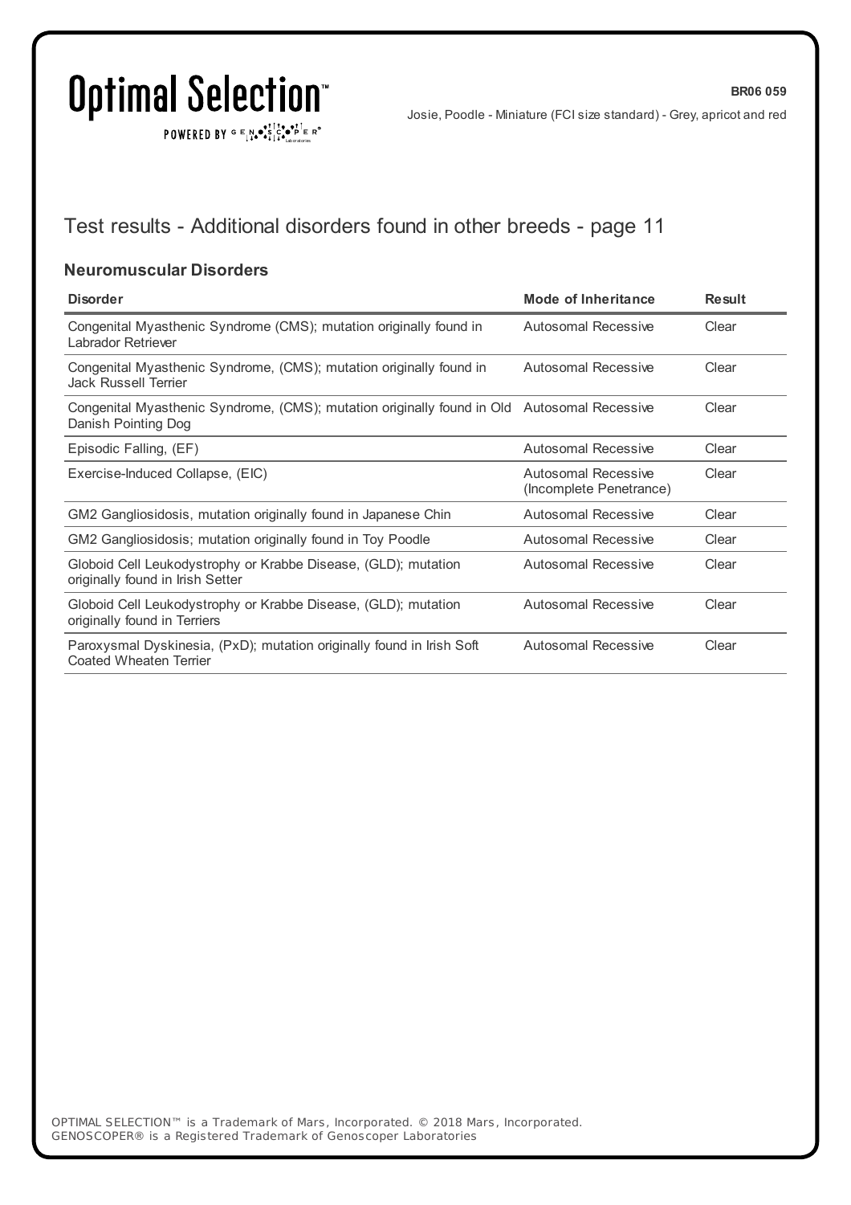## Test results - Additional disorders found in other breeds - page 11

### Neuromuscular Disorders

| Disorder | Mode of Inheritance | Result |
|---|---|---|
| Congenital Myasthenic Syndrome (CMS); mutation originally found in Labrador Retriever | Autosomal Recessive | Clear |
| Congenital Myasthenic Syndrome, (CMS); mutation originally found in Jack Russell Terrier | Autosomal Recessive | Clear |
| Congenital Myasthenic Syndrome, (CMS); mutation originally found in Old Danish Pointing Dog | Autosomal Recessive | Clear |
| Episodic Falling, (EF) | Autosomal Recessive | Clear |
| Exercise-Induced Collapse, (EIC) | Autosomal Recessive (Incomplete Penetrance) | Clear |
| GM2 Gangliosidosis, mutation originally found in Japanese Chin | Autosomal Recessive | Clear |
| GM2 Gangliosidosis; mutation originally found in Toy Poodle | Autosomal Recessive | Clear |
| Globoid Cell Leukodystrophy or Krabbe Disease, (GLD); mutation originally found in Irish Setter | Autosomal Recessive | Clear |
| Globoid Cell Leukodystrophy or Krabbe Disease, (GLD); mutation originally found in Terriers | Autosomal Recessive | Clear |
| Paroxysmal Dyskinesia, (PxD); mutation originally found in Irish Soft Coated Wheaten Terrier | Autosomal Recessive | Clear |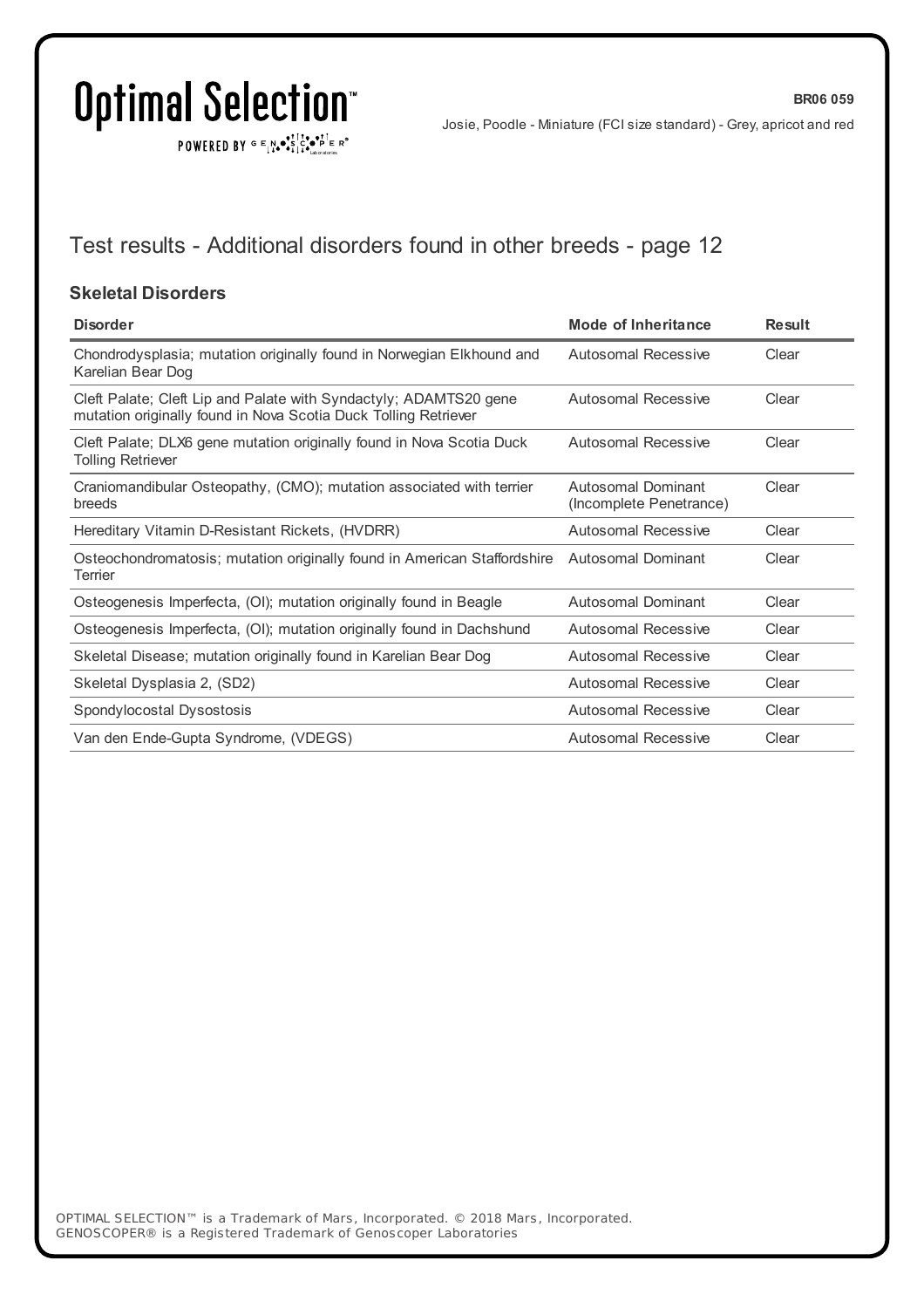## Test results - Additional disorders found in other breeds - page 12

### Skeletal Disorders

| Disorder | Mode of Inheritance | Result |
|---|---|---|
| Chondrodysplasia; mutation originally found in Norwegian Elkhound and Karelian Bear Dog | Autosomal Recessive | Clear |
| Cleft Palate; Cleft Lip and Palate with Syndactyly; ADAMTS20 gene mutation originally found in Nova Scotia Duck Tolling Retriever | Autosomal Recessive | Clear |
| Cleft Palate; DLX6 gene mutation originally found in Nova Scotia Duck Tolling Retriever | Autosomal Recessive | Clear |
| Craniomandibular Osteopathy, (CMO); mutation associated with terrier breeds | Autosomal Dominant (Incomplete Penetrance) | Clear |
| Hereditary Vitamin D-Resistant Rickets, (HVDRR) | Autosomal Recessive | Clear |
| Osteochondromatosis; mutation originally found in American Staffordshire Terrier | Autosomal Dominant | Clear |
| Osteogenesis Imperfecta, (OI); mutation originally found in Beagle | Autosomal Dominant | Clear |
| Osteogenesis Imperfecta, (OI); mutation originally found in Dachshund | Autosomal Recessive | Clear |
| Skeletal Disease; mutation originally found in Karelian Bear Dog | Autosomal Recessive | Clear |
| Skeletal Dysplasia 2, (SD2) | Autosomal Recessive | Clear |
| Spondylocostal Dysostosis | Autosomal Recessive | Clear |
| Van den Ende-Gupta Syndrome, (VDEGS) | Autosomal Recessive | Clear |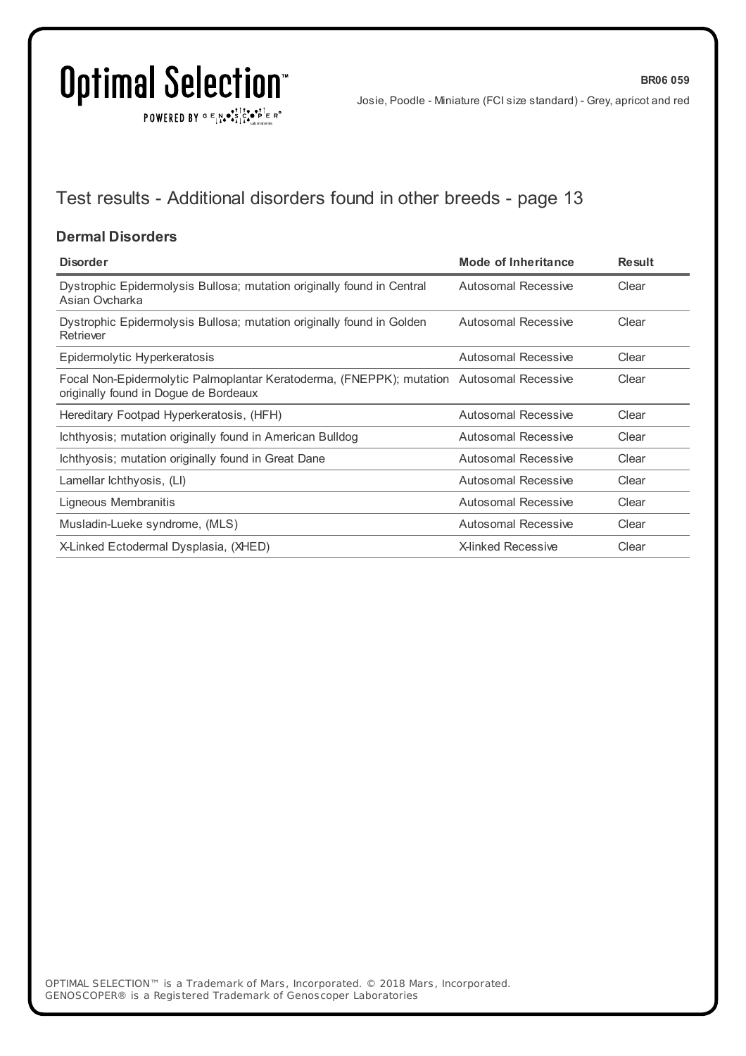## Test results - Additional disorders found in other breeds - page 13

### Dermal Disorders

| Disorder | Mode of Inheritance | Result |
| --- | --- | --- |
| Dystrophic Epidermolysis Bullosa; mutation originally found in Central Asian Ovcharka | Autosomal Recessive | Clear |
| Dystrophic Epidermolysis Bullosa; mutation originally found in Golden Retriever | Autosomal Recessive | Clear |
| Epidermolytic Hyperkeratosis | Autosomal Recessive | Clear |
| Focal Non-Epidermolytic Palmoplantar Keratoderma, (FNEPPK); mutation originally found in Dogue de Bordeaux | Autosomal Recessive | Clear |
| Hereditary Footpad Hyperkeratosis, (HFH) | Autosomal Recessive | Clear |
| Ichthyosis; mutation originally found in American Bulldog | Autosomal Recessive | Clear |
| Ichthyosis; mutation originally found in Great Dane | Autosomal Recessive | Clear |
| Lamellar Ichthyosis, (LI) | Autosomal Recessive | Clear |
| Ligneous Membranitis | Autosomal Recessive | Clear |
| Musladin-Lueke syndrome, (MLS) | Autosomal Recessive | Clear |
| X-Linked Ectodermal Dysplasia, (XHED) | X-linked Recessive | Clear |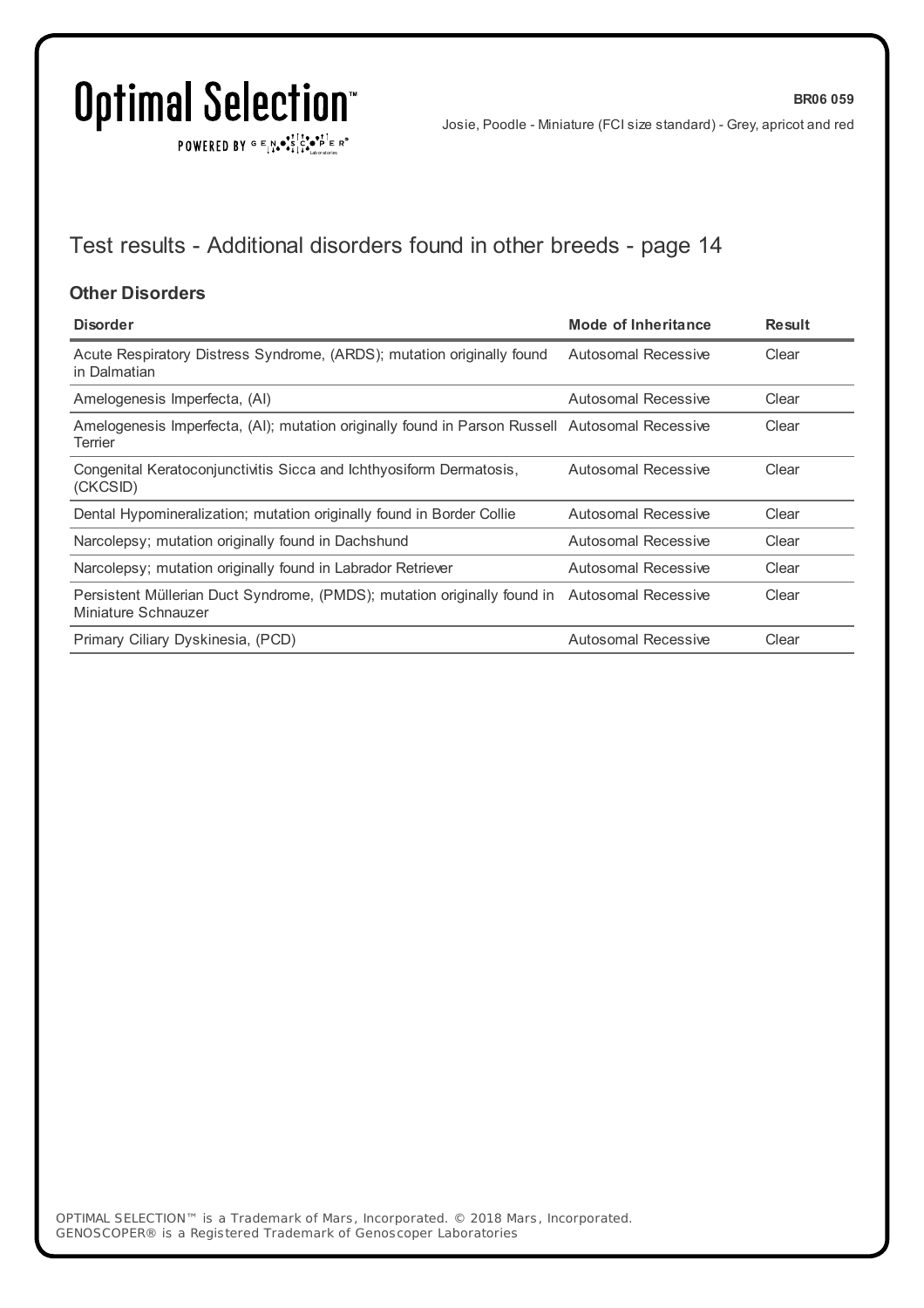BR06 059

Josie, Poodle - Miniature (FCI size standard) - Grey, apricot and red

## Test results - Additional disorders found in other breeds - page 14

### Other Disorders

| Disorder | Mode of Inheritance | Result |
| --- | --- | --- |
| Acute Respiratory Distress Syndrome, (ARDS); mutation originally found in Dalmatian | Autosomal Recessive | Clear |
| Amelogenesis Imperfecta, (AI) | Autosomal Recessive | Clear |
| Amelogenesis Imperfecta, (AI); mutation originally found in Parson Russell Terrier | Autosomal Recessive | Clear |
| Congenital Keratoconjunctivitis Sicca and Ichthyosiform Dermatosis, (CKCSID) | Autosomal Recessive | Clear |
| Dental Hypomineralization; mutation originally found in Border Collie | Autosomal Recessive | Clear |
| Narcolepsy; mutation originally found in Dachshund | Autosomal Recessive | Clear |
| Narcolepsy; mutation originally found in Labrador Retriever | Autosomal Recessive | Clear |
| Persistent Müllerian Duct Syndrome, (PMDS); mutation originally found in Miniature Schnauzer | Autosomal Recessive | Clear |
| Primary Ciliary Dyskinesia, (PCD) | Autosomal Recessive | Clear |

OPTIMAL SELECTION™ is a Trademark of Mars, Incorporated. © 2018 Mars, Incorporated.
GENOSCOPER® is a Registered Trademark of Genoscoper Laboratories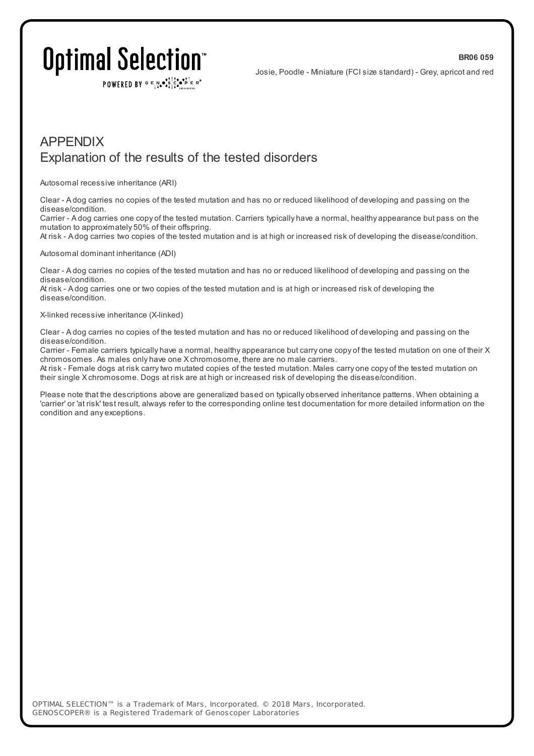# APPENDIX

## Explanation of the results of the tested disorders

Autosomal recessive inheritance (ARI)

Clear - A dog carries no copies of the tested mutation and has no or reduced likelihood of developing and passing on the disease/condition.
Carrier - A dog carries one copy of the tested mutation. Carriers typically have a normal, healthy appearance but pass on the mutation to approximately 50% of their offspring.
At risk - A dog carries two copies of the tested mutation and is at high or increased risk of developing the disease/condition.

Autosomal dominant inheritance (ADI)

Clear - A dog carries no copies of the tested mutation and has no or reduced likelihood of developing and passing on the disease/condition.
At risk - A dog carries one or two copies of the tested mutation and is at high or increased risk of developing the disease/condition.

X-linked recessive inheritance (X-linked)

Clear - A dog carries no copies of the tested mutation and has no or reduced likelihood of developing and passing on the disease/condition.
Carrier - Female carriers typically have a normal, healthy appearance but carry one copy of the tested mutation on one of their X chromosomes. As males only have one X chromosome, there are no male carriers.
At risk - Female dogs at risk carry two mutated copies of the tested mutation. Males carry one copy of the tested mutation on their single X chromosome. Dogs at risk are at high or increased risk of developing the disease/condition.

Please note that the descriptions above are generalized based on typically observed inheritance patterns. When obtaining a 'carrier' or 'at risk' test result, always refer to the corresponding online test documentation for more detailed information on the condition and any exceptions.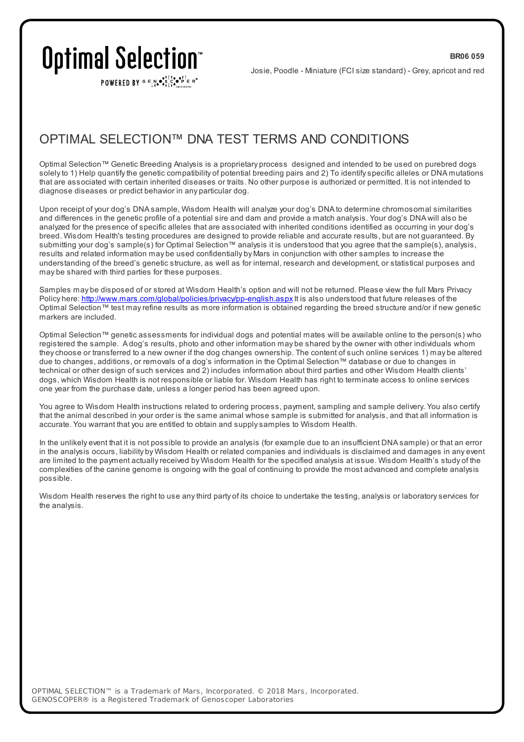# OPTIMAL SELECTION™ DNA TEST TERMS AND CONDITIONS

Optimal Selection™ Genetic Breeding Analysis is a proprietary process designed and intended to be used on purebred dogs solely to 1) Help quantify the genetic compatibility of potential breeding pairs and 2) To identify specific alleles or DNA mutations that are associated with certain inherited diseases or traits. No other purpose is authorized or permitted. It is not intended to diagnose diseases or predict behavior in any particular dog.

Upon receipt of your dog's DNA sample, Wisdom Health will analyze your dog's DNA to determine chromosomal similarities and differences in the genetic profile of a potential sire and dam and provide a match analysis. Your dog's DNA will also be analyzed for the presence of specific alleles that are associated with inherited conditions identified as occurring in your dog's breed. Wisdom Health's testing procedures are designed to provide reliable and accurate results, but are not guaranteed. By submitting your dog's sample(s) for Optimal Selection™ analysis it is understood that you agree that the sample(s), analysis, results and related information may be used confidentially by Mars in conjunction with other samples to increase the understanding of the breed's genetic structure, as well as for internal, research and development, or statistical purposes and may be shared with third parties for these purposes.

Samples may be disposed of or stored at Wisdom Health's option and will not be returned. Please view the full Mars Privacy Policy here: http://www.mars.com/global/policies/privacy/pp-english.aspx It is also understood that future releases of the Optimal Selection™ test may refine results as more information is obtained regarding the breed structure and/or if new genetic markers are included.

Optimal Selection™ genetic assessments for individual dogs and potential mates will be available online to the person(s) who registered the sample. A dog's results, photo and other information may be shared by the owner with other individuals whom they choose or transferred to a new owner if the dog changes ownership. The content of such online services 1) may be altered due to changes, additions, or removals of a dog's information in the Optimal Selection™ database or due to changes in technical or other design of such services and 2) includes information about third parties and other Wisdom Health clients' dogs, which Wisdom Health is not responsible or liable for. Wisdom Health has right to terminate access to online services one year from the purchase date, unless a longer period has been agreed upon.

You agree to Wisdom Health instructions related to ordering process, payment, sampling and sample delivery. You also certify that the animal described in your order is the same animal whose sample is submitted for analysis, and that all information is accurate. You warrant that you are entitled to obtain and supply samples to Wisdom Health.

In the unlikely event that it is not possible to provide an analysis (for example due to an insufficient DNA sample) or that an error in the analysis occurs, liability by Wisdom Health or related companies and individuals is disclaimed and damages in any event are limited to the payment actually received by Wisdom Health for the specified analysis at issue. Wisdom Health's study of the complexities of the canine genome is ongoing with the goal of continuing to provide the most advanced and complete analysis possible.

Wisdom Health reserves the right to use any third party of its choice to undertake the testing, analysis or laboratory services for the analysis.